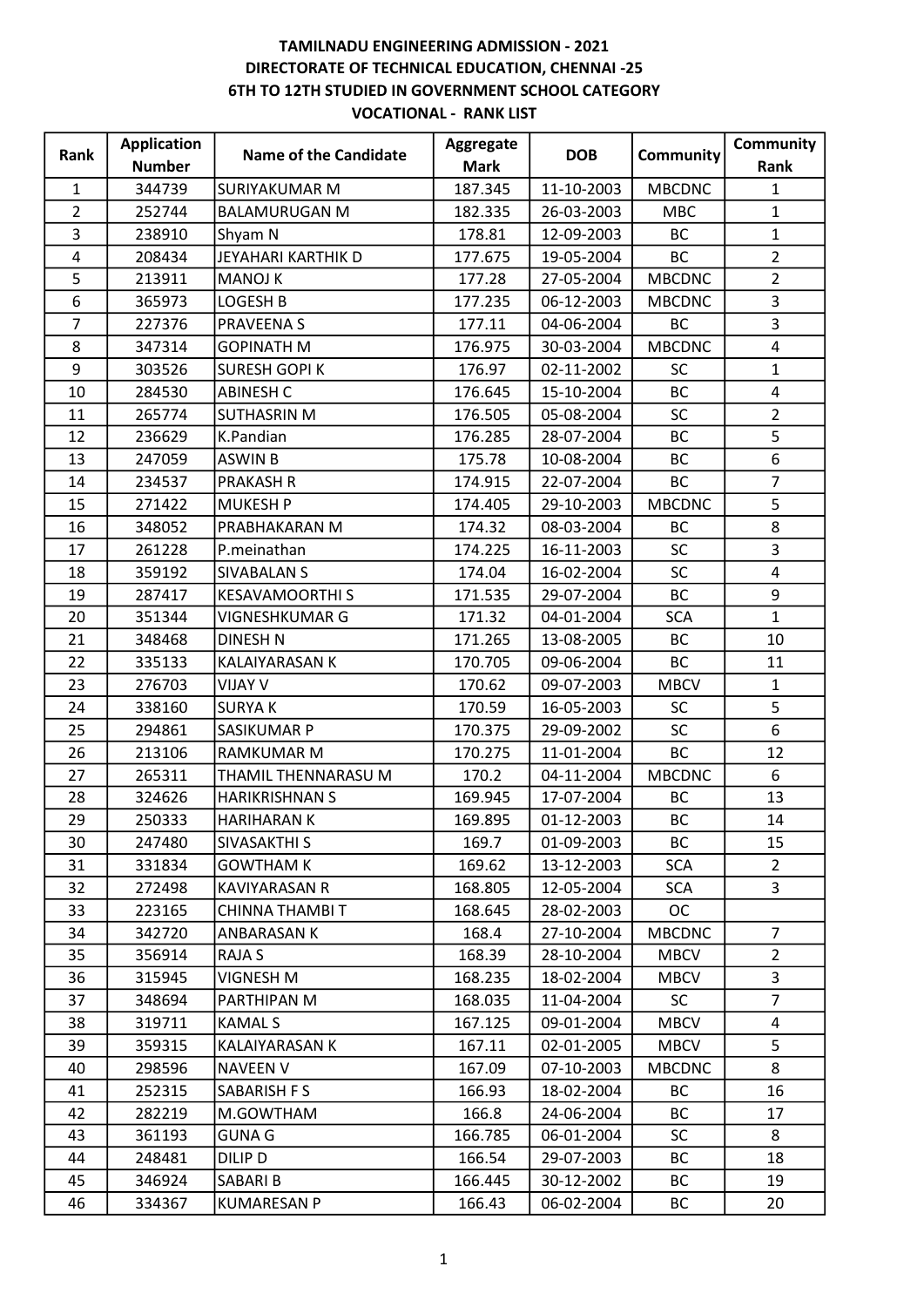# TAMILNADU ENGINEERING ADMISSION - 2021
## DIRECTORATE OF TECHNICAL EDUCATION, CHENNAI -25
## 6TH TO 12TH STUDIED IN GOVERNMENT SCHOOL CATEGORY
## VOCATIONAL - RANK LIST

| Rank | Application Number | Name of the Candidate | Aggregate Mark | DOB | Community | Community Rank |
|---|---|---|---|---|---|---|
| 1 | 344739 | SURIYAKUMAR M | 187.345 | 11-10-2003 | MBCDNC | 1 |
| 2 | 252744 | BALAMURUGAN M | 182.335 | 26-03-2003 | MBC | 1 |
| 3 | 238910 | Shyam N | 178.81 | 12-09-2003 | BC | 1 |
| 4 | 208434 | JEYAHARI KARTHIK D | 177.675 | 19-05-2004 | BC | 2 |
| 5 | 213911 | MANOJ K | 177.28 | 27-05-2004 | MBCDNC | 2 |
| 6 | 365973 | LOGESH B | 177.235 | 06-12-2003 | MBCDNC | 3 |
| 7 | 227376 | PRAVEENA S | 177.11 | 04-06-2004 | BC | 3 |
| 8 | 347314 | GOPINATH M | 176.975 | 30-03-2004 | MBCDNC | 4 |
| 9 | 303526 | SURESH GOPI K | 176.97 | 02-11-2002 | SC | 1 |
| 10 | 284530 | ABINESH C | 176.645 | 15-10-2004 | BC | 4 |
| 11 | 265774 | SUTHASRIN M | 176.505 | 05-08-2004 | SC | 2 |
| 12 | 236629 | K.Pandian | 176.285 | 28-07-2004 | BC | 5 |
| 13 | 247059 | ASWIN B | 175.78 | 10-08-2004 | BC | 6 |
| 14 | 234537 | PRAKASH R | 174.915 | 22-07-2004 | BC | 7 |
| 15 | 271422 | MUKESH P | 174.405 | 29-10-2003 | MBCDNC | 5 |
| 16 | 348052 | PRABHAKARAN M | 174.32 | 08-03-2004 | BC | 8 |
| 17 | 261228 | P.meinathan | 174.225 | 16-11-2003 | SC | 3 |
| 18 | 359192 | SIVABALAN S | 174.04 | 16-02-2004 | SC | 4 |
| 19 | 287417 | KESAVAMOORTHI S | 171.535 | 29-07-2004 | BC | 9 |
| 20 | 351344 | VIGNESHKUMAR G | 171.32 | 04-01-2004 | SCA | 1 |
| 21 | 348468 | DINESH N | 171.265 | 13-08-2005 | BC | 10 |
| 22 | 335133 | KALAIYARASAN K | 170.705 | 09-06-2004 | BC | 11 |
| 23 | 276703 | VIJAY V | 170.62 | 09-07-2003 | MBCV | 1 |
| 24 | 338160 | SURYA K | 170.59 | 16-05-2003 | SC | 5 |
| 25 | 294861 | SASIKUMAR P | 170.375 | 29-09-2002 | SC | 6 |
| 26 | 213106 | RAMKUMAR M | 170.275 | 11-01-2004 | BC | 12 |
| 27 | 265311 | THAMIL THENNARASU M | 170.2 | 04-11-2004 | MBCDNC | 6 |
| 28 | 324626 | HARIKRISHNAN S | 169.945 | 17-07-2004 | BC | 13 |
| 29 | 250333 | HARIHARAN K | 169.895 | 01-12-2003 | BC | 14 |
| 30 | 247480 | SIVASAKTHI S | 169.7 | 01-09-2003 | BC | 15 |
| 31 | 331834 | GOWTHAM K | 169.62 | 13-12-2003 | SCA | 2 |
| 32 | 272498 | KAVIYARASAN R | 168.805 | 12-05-2004 | SCA | 3 |
| 33 | 223165 | CHINNA THAMBI T | 168.645 | 28-02-2003 | OC | |
| 34 | 342720 | ANBARASAN K | 168.4 | 27-10-2004 | MBCDNC | 7 |
| 35 | 356914 | RAJA S | 168.39 | 28-10-2004 | MBCV | 2 |
| 36 | 315945 | VIGNESH M | 168.235 | 18-02-2004 | MBCV | 3 |
| 37 | 348694 | PARTHIPAN M | 168.035 | 11-04-2004 | SC | 7 |
| 38 | 319711 | KAMAL S | 167.125 | 09-01-2004 | MBCV | 4 |
| 39 | 359315 | KALAIYARASAN K | 167.11 | 02-01-2005 | MBCV | 5 |
| 40 | 298596 | NAVEEN V | 167.09 | 07-10-2003 | MBCDNC | 8 |
| 41 | 252315 | SABARISH F S | 166.93 | 18-02-2004 | BC | 16 |
| 42 | 282219 | M.GOWTHAM | 166.8 | 24-06-2004 | BC | 17 |
| 43 | 361193 | GUNA G | 166.785 | 06-01-2004 | SC | 8 |
| 44 | 248481 | DILIP D | 166.54 | 29-07-2003 | BC | 18 |
| 45 | 346924 | SABARI B | 166.445 | 30-12-2002 | BC | 19 |
| 46 | 334367 | KUMARESAN P | 166.43 | 06-02-2004 | BC | 20 |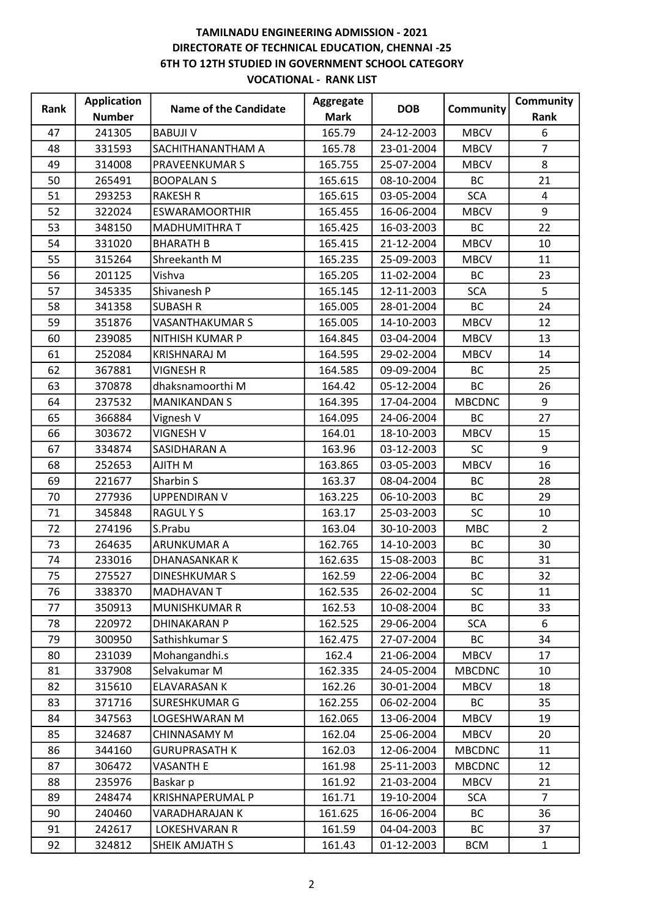**TAMILNADU ENGINEERING ADMISSION - 2021**
**DIRECTORATE OF TECHNICAL EDUCATION, CHENNAI -25**
**6TH TO 12TH STUDIED IN GOVERNMENT SCHOOL CATEGORY**
**VOCATIONAL - RANK LIST**

| Rank | Application Number | Name of the Candidate | Aggregate Mark | DOB | Community | Community Rank |
|---|---|---|---|---|---|---|
| 47 | 241305 | BABUJI V | 165.79 | 24-12-2003 | MBCV | 6 |
| 48 | 331593 | SACHITHANANTHAM A | 165.78 | 23-01-2004 | MBCV | 7 |
| 49 | 314008 | PRAVEENKUMAR S | 165.755 | 25-07-2004 | MBCV | 8 |
| 50 | 265491 | BOOPALAN S | 165.615 | 08-10-2004 | BC | 21 |
| 51 | 293253 | RAKESH R | 165.615 | 03-05-2004 | SCA | 4 |
| 52 | 322024 | ESWARAMOORTHIR | 165.455 | 16-06-2004 | MBCV | 9 |
| 53 | 348150 | MADHUMITHRA T | 165.425 | 16-03-2003 | BC | 22 |
| 54 | 331020 | BHARATH B | 165.415 | 21-12-2004 | MBCV | 10 |
| 55 | 315264 | Shreekanth M | 165.235 | 25-09-2003 | MBCV | 11 |
| 56 | 201125 | Vishva | 165.205 | 11-02-2004 | BC | 23 |
| 57 | 345335 | Shivanesh P | 165.145 | 12-11-2003 | SCA | 5 |
| 58 | 341358 | SUBASH R | 165.005 | 28-01-2004 | BC | 24 |
| 59 | 351876 | VASANTHAKUMAR S | 165.005 | 14-10-2003 | MBCV | 12 |
| 60 | 239085 | NITHISH KUMAR P | 164.845 | 03-04-2004 | MBCV | 13 |
| 61 | 252084 | KRISHNARAJ M | 164.595 | 29-02-2004 | MBCV | 14 |
| 62 | 367881 | VIGNESH R | 164.585 | 09-09-2004 | BC | 25 |
| 63 | 370878 | dhaksnamoorthi M | 164.42 | 05-12-2004 | BC | 26 |
| 64 | 237532 | MANIKANDAN S | 164.395 | 17-04-2004 | MBCDNC | 9 |
| 65 | 366884 | Vignesh V | 164.095 | 24-06-2004 | BC | 27 |
| 66 | 303672 | VIGNESH V | 164.01 | 18-10-2003 | MBCV | 15 |
| 67 | 334874 | SASIDHARAN A | 163.96 | 03-12-2003 | SC | 9 |
| 68 | 252653 | AJITH M | 163.865 | 03-05-2003 | MBCV | 16 |
| 69 | 221677 | Sharbin S | 163.37 | 08-04-2004 | BC | 28 |
| 70 | 277936 | UPPENDIRAN V | 163.225 | 06-10-2003 | BC | 29 |
| 71 | 345848 | RAGUL Y S | 163.17 | 25-03-2003 | SC | 10 |
| 72 | 274196 | S.Prabu | 163.04 | 30-10-2003 | MBC | 2 |
| 73 | 264635 | ARUNKUMAR A | 162.765 | 14-10-2003 | BC | 30 |
| 74 | 233016 | DHANASANKAR K | 162.635 | 15-08-2003 | BC | 31 |
| 75 | 275527 | DINESHKUMAR S | 162.59 | 22-06-2004 | BC | 32 |
| 76 | 338370 | MADHAVAN T | 162.535 | 26-02-2004 | SC | 11 |
| 77 | 350913 | MUNISHKUMAR R | 162.53 | 10-08-2004 | BC | 33 |
| 78 | 220972 | DHINAKARAN P | 162.525 | 29-06-2004 | SCA | 6 |
| 79 | 300950 | Sathishkumar S | 162.475 | 27-07-2004 | BC | 34 |
| 80 | 231039 | Mohangandhi.s | 162.4 | 21-06-2004 | MBCV | 17 |
| 81 | 337908 | Selvakumar M | 162.335 | 24-05-2004 | MBCDNC | 10 |
| 82 | 315610 | ELAVARASAN K | 162.26 | 30-01-2004 | MBCV | 18 |
| 83 | 371716 | SURESHKUMAR G | 162.255 | 06-02-2004 | BC | 35 |
| 84 | 347563 | LOGESHWARAN M | 162.065 | 13-06-2004 | MBCV | 19 |
| 85 | 324687 | CHINNASAMY M | 162.04 | 25-06-2004 | MBCV | 20 |
| 86 | 344160 | GURUPRASATH K | 162.03 | 12-06-2004 | MBCDNC | 11 |
| 87 | 306472 | VASANTH E | 161.98 | 25-11-2003 | MBCDNC | 12 |
| 88 | 235976 | Baskar p | 161.92 | 21-03-2004 | MBCV | 21 |
| 89 | 248474 | KRISHNAPERUMAL P | 161.71 | 19-10-2004 | SCA | 7 |
| 90 | 240460 | VARADHARAJAN K | 161.625 | 16-06-2004 | BC | 36 |
| 91 | 242617 | LOKESHVARAN R | 161.59 | 04-04-2003 | BC | 37 |
| 92 | 324812 | SHEIK AMJATH S | 161.43 | 01-12-2003 | BCM | 1 |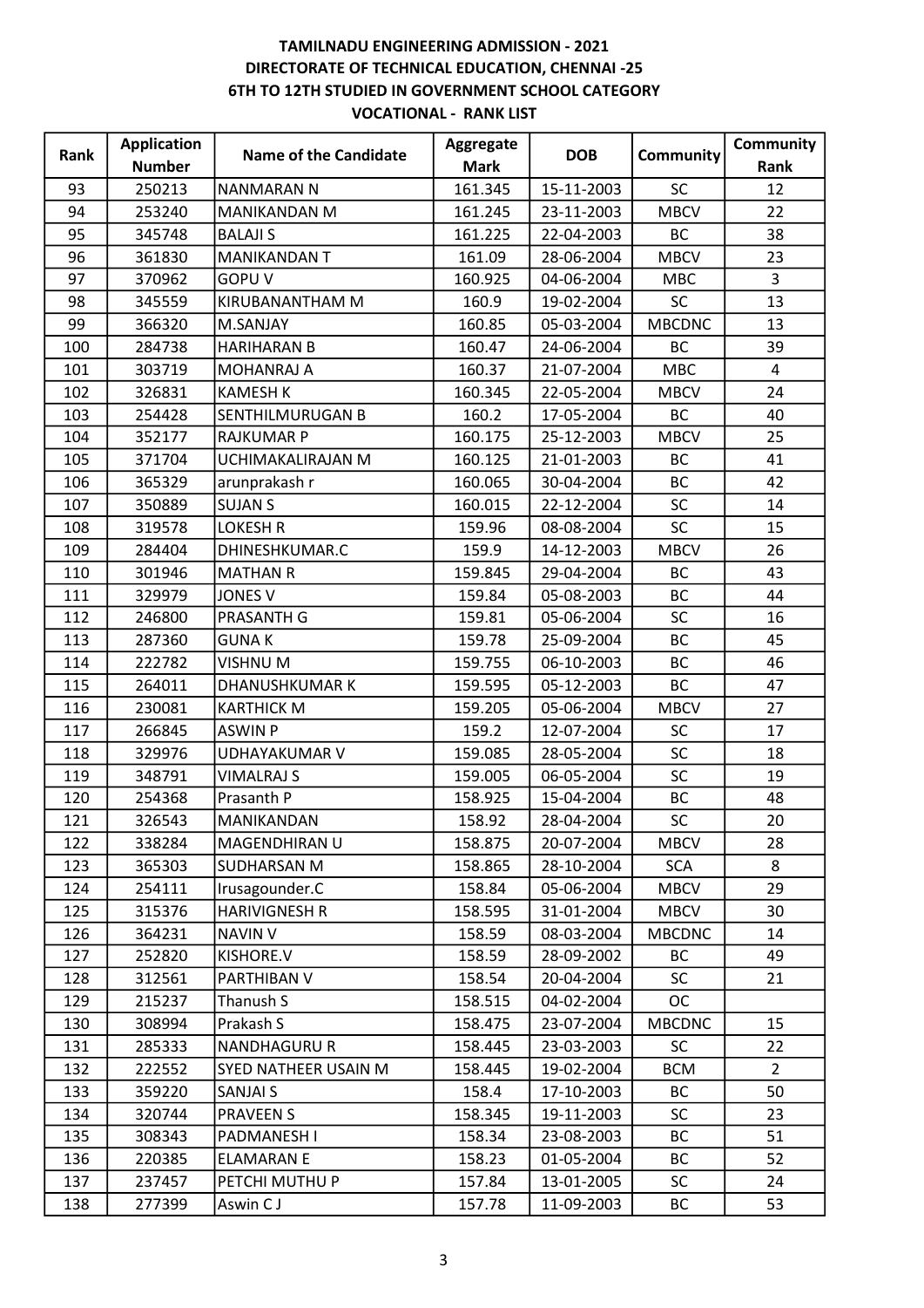**TAMILNADU ENGINEERING ADMISSION - 2021**
**DIRECTORATE OF TECHNICAL EDUCATION, CHENNAI -25**
**6TH TO 12TH STUDIED IN GOVERNMENT SCHOOL CATEGORY**
**VOCATIONAL - RANK LIST**

| Rank | Application Number | Name of the Candidate | Aggregate Mark | DOB | Community | Community Rank |
|---|---|---|---|---|---|---|
| 93 | 250213 | NANMARAN N | 161.345 | 15-11-2003 | SC | 12 |
| 94 | 253240 | MANIKANDAN M | 161.245 | 23-11-2003 | MBCV | 22 |
| 95 | 345748 | BALAJI S | 161.225 | 22-04-2003 | BC | 38 |
| 96 | 361830 | MANIKANDAN T | 161.09 | 28-06-2004 | MBCV | 23 |
| 97 | 370962 | GOPU V | 160.925 | 04-06-2004 | MBC | 3 |
| 98 | 345559 | KIRUBANANTHAM M | 160.9 | 19-02-2004 | SC | 13 |
| 99 | 366320 | M.SANJAY | 160.85 | 05-03-2004 | MBCDNC | 13 |
| 100 | 284738 | HARIHARAN B | 160.47 | 24-06-2004 | BC | 39 |
| 101 | 303719 | MOHANRAJ A | 160.37 | 21-07-2004 | MBC | 4 |
| 102 | 326831 | KAMESH K | 160.345 | 22-05-2004 | MBCV | 24 |
| 103 | 254428 | SENTHILMURUGAN B | 160.2 | 17-05-2004 | BC | 40 |
| 104 | 352177 | RAJKUMAR P | 160.175 | 25-12-2003 | MBCV | 25 |
| 105 | 371704 | UCHIMAKALIRAJAN M | 160.125 | 21-01-2003 | BC | 41 |
| 106 | 365329 | arunprakash r | 160.065 | 30-04-2004 | BC | 42 |
| 107 | 350889 | SUJAN S | 160.015 | 22-12-2004 | SC | 14 |
| 108 | 319578 | LOKESH R | 159.96 | 08-08-2004 | SC | 15 |
| 109 | 284404 | DHINESHKUMAR.C | 159.9 | 14-12-2003 | MBCV | 26 |
| 110 | 301946 | MATHAN R | 159.845 | 29-04-2004 | BC | 43 |
| 111 | 329979 | JONES V | 159.84 | 05-08-2003 | BC | 44 |
| 112 | 246800 | PRASANTH G | 159.81 | 05-06-2004 | SC | 16 |
| 113 | 287360 | GUNA K | 159.78 | 25-09-2004 | BC | 45 |
| 114 | 222782 | VISHNU M | 159.755 | 06-10-2003 | BC | 46 |
| 115 | 264011 | DHANUSHKUMAR K | 159.595 | 05-12-2003 | BC | 47 |
| 116 | 230081 | KARTHICK M | 159.205 | 05-06-2004 | MBCV | 27 |
| 117 | 266845 | ASWIN P | 159.2 | 12-07-2004 | SC | 17 |
| 118 | 329976 | UDHAYAKUMAR V | 159.085 | 28-05-2004 | SC | 18 |
| 119 | 348791 | VIMALRAJ S | 159.005 | 06-05-2004 | SC | 19 |
| 120 | 254368 | Prasanth P | 158.925 | 15-04-2004 | BC | 48 |
| 121 | 326543 | MANIKANDAN | 158.92 | 28-04-2004 | SC | 20 |
| 122 | 338284 | MAGENDHIRAN U | 158.875 | 20-07-2004 | MBCV | 28 |
| 123 | 365303 | SUDHARSAN M | 158.865 | 28-10-2004 | SCA | 8 |
| 124 | 254111 | Irusagounder.C | 158.84 | 05-06-2004 | MBCV | 29 |
| 125 | 315376 | HARIVIGNESH R | 158.595 | 31-01-2004 | MBCV | 30 |
| 126 | 364231 | NAVIN V | 158.59 | 08-03-2004 | MBCDNC | 14 |
| 127 | 252820 | KISHORE.V | 158.59 | 28-09-2002 | BC | 49 |
| 128 | 312561 | PARTHIBAN V | 158.54 | 20-04-2004 | SC | 21 |
| 129 | 215237 | Thanush S | 158.515 | 04-02-2004 | OC | |
| 130 | 308994 | Prakash S | 158.475 | 23-07-2004 | MBCDNC | 15 |
| 131 | 285333 | NANDHAGURU R | 158.445 | 23-03-2003 | SC | 22 |
| 132 | 222552 | SYED NATHEER USAIN M | 158.445 | 19-02-2004 | BCM | 2 |
| 133 | 359220 | SANJAI S | 158.4 | 17-10-2003 | BC | 50 |
| 134 | 320744 | PRAVEEN S | 158.345 | 19-11-2003 | SC | 23 |
| 135 | 308343 | PADMANESH I | 158.34 | 23-08-2003 | BC | 51 |
| 136 | 220385 | ELAMARAN E | 158.23 | 01-05-2004 | BC | 52 |
| 137 | 237457 | PETCHI MUTHU P | 157.84 | 13-01-2005 | SC | 24 |
| 138 | 277399 | Aswin C J | 157.78 | 11-09-2003 | BC | 53 |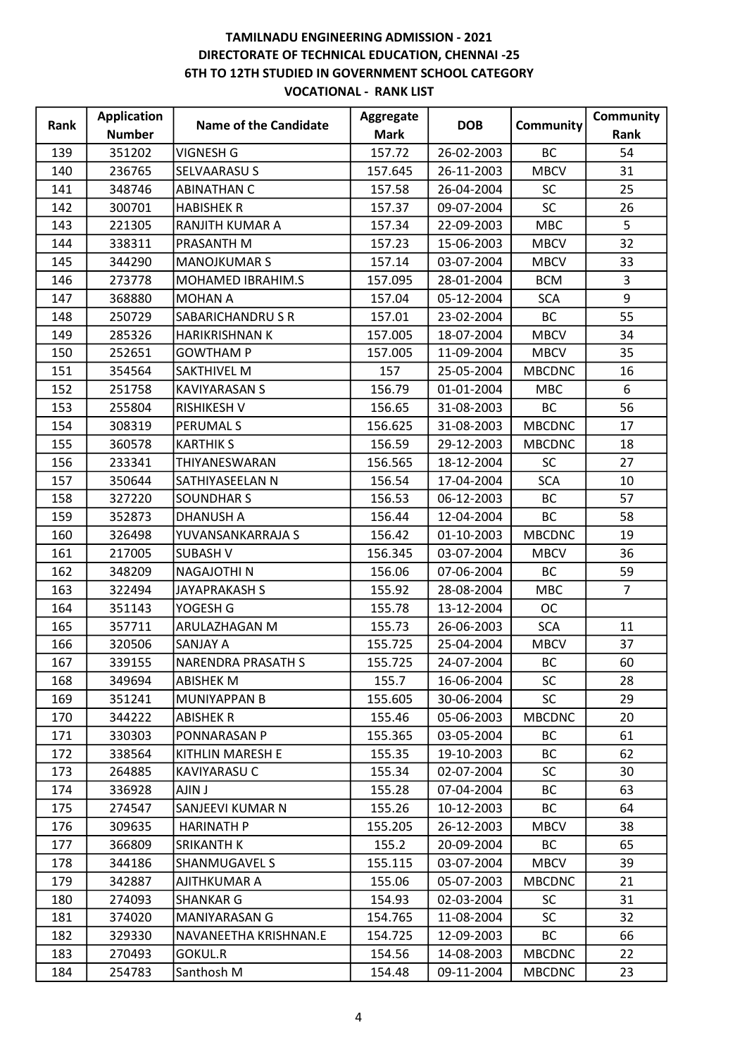# TAMILNADU ENGINEERING ADMISSION - 2021
## DIRECTORATE OF TECHNICAL EDUCATION, CHENNAI -25
### 6TH TO 12TH STUDIED IN GOVERNMENT SCHOOL CATEGORY
### VOCATIONAL - RANK LIST

| Rank | Application Number | Name of the Candidate | Aggregate Mark | DOB | Community | Community Rank |
|---|---|---|---|---|---|---|
| 139 | 351202 | VIGNESH G | 157.72 | 26-02-2003 | BC | 54 |
| 140 | 236765 | SELVAARASU S | 157.645 | 26-11-2003 | MBCV | 31 |
| 141 | 348746 | ABINATHAN C | 157.58 | 26-04-2004 | SC | 25 |
| 142 | 300701 | HABISHEK R | 157.37 | 09-07-2004 | SC | 26 |
| 143 | 221305 | RANJITH KUMAR A | 157.34 | 22-09-2003 | MBC | 5 |
| 144 | 338311 | PRASANTH M | 157.23 | 15-06-2003 | MBCV | 32 |
| 145 | 344290 | MANOJKUMAR S | 157.14 | 03-07-2004 | MBCV | 33 |
| 146 | 273778 | MOHAMED IBRAHIM.S | 157.095 | 28-01-2004 | BCM | 3 |
| 147 | 368880 | MOHAN A | 157.04 | 05-12-2004 | SCA | 9 |
| 148 | 250729 | SABARICHANDRU S R | 157.01 | 23-02-2004 | BC | 55 |
| 149 | 285326 | HARIKRISHNAN K | 157.005 | 18-07-2004 | MBCV | 34 |
| 150 | 252651 | GOWTHAM P | 157.005 | 11-09-2004 | MBCV | 35 |
| 151 | 354564 | SAKTHIVEL M | 157 | 25-05-2004 | MBCDNC | 16 |
| 152 | 251758 | KAVIYARASAN S | 156.79 | 01-01-2004 | MBC | 6 |
| 153 | 255804 | RISHIKESH V | 156.65 | 31-08-2003 | BC | 56 |
| 154 | 308319 | PERUMAL S | 156.625 | 31-08-2003 | MBCDNC | 17 |
| 155 | 360578 | KARTHIK S | 156.59 | 29-12-2003 | MBCDNC | 18 |
| 156 | 233341 | THIYANESWARAN | 156.565 | 18-12-2004 | SC | 27 |
| 157 | 350644 | SATHIYASEELAN N | 156.54 | 17-04-2004 | SCA | 10 |
| 158 | 327220 | SOUNDHAR S | 156.53 | 06-12-2003 | BC | 57 |
| 159 | 352873 | DHANUSH A | 156.44 | 12-04-2004 | BC | 58 |
| 160 | 326498 | YUVANSANKARRAJA S | 156.42 | 01-10-2003 | MBCDNC | 19 |
| 161 | 217005 | SUBASH V | 156.345 | 03-07-2004 | MBCV | 36 |
| 162 | 348209 | NAGAJOTHI N | 156.06 | 07-06-2004 | BC | 59 |
| 163 | 322494 | JAYAPRAKASH S | 155.92 | 28-08-2004 | MBC | 7 |
| 164 | 351143 | YOGESH G | 155.78 | 13-12-2004 | OC | |
| 165 | 357711 | ARULAZHAGAN M | 155.73 | 26-06-2003 | SCA | 11 |
| 166 | 320506 | SANJAY A | 155.725 | 25-04-2004 | MBCV | 37 |
| 167 | 339155 | NARENDRA PRASATH S | 155.725 | 24-07-2004 | BC | 60 |
| 168 | 349694 | ABISHEK M | 155.7 | 16-06-2004 | SC | 28 |
| 169 | 351241 | MUNIYAPPAN B | 155.605 | 30-06-2004 | SC | 29 |
| 170 | 344222 | ABISHEK R | 155.46 | 05-06-2003 | MBCDNC | 20 |
| 171 | 330303 | PONNARASAN P | 155.365 | 03-05-2004 | BC | 61 |
| 172 | 338564 | KITHLIN MARESH E | 155.35 | 19-10-2003 | BC | 62 |
| 173 | 264885 | KAVIYARASU C | 155.34 | 02-07-2004 | SC | 30 |
| 174 | 336928 | AJIN J | 155.28 | 07-04-2004 | BC | 63 |
| 175 | 274547 | SANJEEVI KUMAR N | 155.26 | 10-12-2003 | BC | 64 |
| 176 | 309635 | HARINATH P | 155.205 | 26-12-2003 | MBCV | 38 |
| 177 | 366809 | SRIKANTH K | 155.2 | 20-09-2004 | BC | 65 |
| 178 | 344186 | SHANMUGAVEL S | 155.115 | 03-07-2004 | MBCV | 39 |
| 179 | 342887 | AJITHKUMAR A | 155.06 | 05-07-2003 | MBCDNC | 21 |
| 180 | 274093 | SHANKAR G | 154.93 | 02-03-2004 | SC | 31 |
| 181 | 374020 | MANIYARASAN G | 154.765 | 11-08-2004 | SC | 32 |
| 182 | 329330 | NAVANEETHA KRISHNAN.E | 154.725 | 12-09-2003 | BC | 66 |
| 183 | 270493 | GOKUL.R | 154.56 | 14-08-2003 | MBCDNC | 22 |
| 184 | 254783 | Santhosh M | 154.48 | 09-11-2004 | MBCDNC | 23 |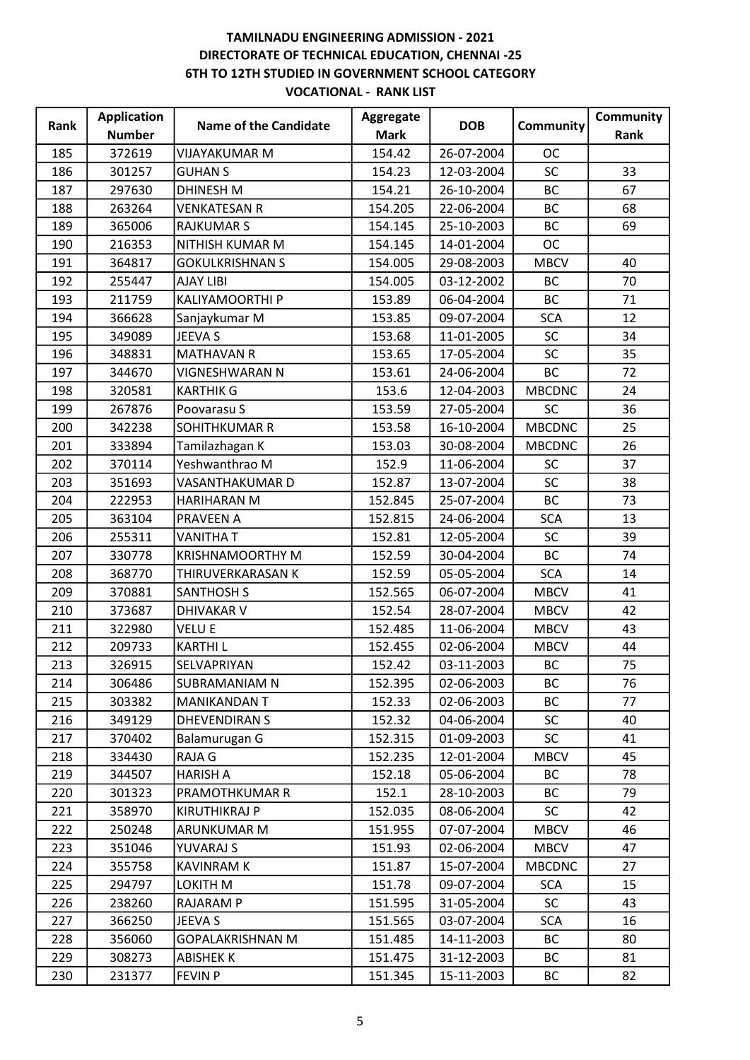**TAMILNADU ENGINEERING ADMISSION - 2021**
**DIRECTORATE OF TECHNICAL EDUCATION, CHENNAI -25**
**6TH TO 12TH STUDIED IN GOVERNMENT SCHOOL CATEGORY**
**VOCATIONAL - RANK LIST**

| Rank | Application Number | Name of the Candidate | Aggregate Mark | DOB | Community | Community Rank |
|---|---|---|---|---|---|---|
| 185 | 372619 | VIJAYAKUMAR M | 154.42 | 26-07-2004 | OC | |
| 186 | 301257 | GUHAN S | 154.23 | 12-03-2004 | SC | 33 |
| 187 | 297630 | DHINESH M | 154.21 | 26-10-2004 | BC | 67 |
| 188 | 263264 | VENKATESAN R | 154.205 | 22-06-2004 | BC | 68 |
| 189 | 365006 | RAJKUMAR S | 154.145 | 25-10-2003 | BC | 69 |
| 190 | 216353 | NITHISH KUMAR M | 154.145 | 14-01-2004 | OC | |
| 191 | 364817 | GOKULKRISHNAN S | 154.005 | 29-08-2003 | MBCV | 40 |
| 192 | 255447 | AJAY LIBI | 154.005 | 03-12-2002 | BC | 70 |
| 193 | 211759 | KALIYAMOORTHI P | 153.89 | 06-04-2004 | BC | 71 |
| 194 | 366628 | Sanjaykumar M | 153.85 | 09-07-2004 | SCA | 12 |
| 195 | 349089 | JEEVA S | 153.68 | 11-01-2005 | SC | 34 |
| 196 | 348831 | MATHAVAN R | 153.65 | 17-05-2004 | SC | 35 |
| 197 | 344670 | VIGNESHWARAN N | 153.61 | 24-06-2004 | BC | 72 |
| 198 | 320581 | KARTHIK G | 153.6 | 12-04-2003 | MBCDNC | 24 |
| 199 | 267876 | Poovarasu S | 153.59 | 27-05-2004 | SC | 36 |
| 200 | 342238 | SOHITHKUMAR R | 153.58 | 16-10-2004 | MBCDNC | 25 |
| 201 | 333894 | Tamilazhagan K | 153.03 | 30-08-2004 | MBCDNC | 26 |
| 202 | 370114 | Yeshwanthrao M | 152.9 | 11-06-2004 | SC | 37 |
| 203 | 351693 | VASANTHAKUMAR D | 152.87 | 13-07-2004 | SC | 38 |
| 204 | 222953 | HARIHARAN M | 152.845 | 25-07-2004 | BC | 73 |
| 205 | 363104 | PRAVEEN A | 152.815 | 24-06-2004 | SCA | 13 |
| 206 | 255311 | VANITHA T | 152.81 | 12-05-2004 | SC | 39 |
| 207 | 330778 | KRISHNAMOORTHY M | 152.59 | 30-04-2004 | BC | 74 |
| 208 | 368770 | THIRUVERKARASAN K | 152.59 | 05-05-2004 | SCA | 14 |
| 209 | 370881 | SANTHOSH S | 152.565 | 06-07-2004 | MBCV | 41 |
| 210 | 373687 | DHIVAKAR V | 152.54 | 28-07-2004 | MBCV | 42 |
| 211 | 322980 | VELU E | 152.485 | 11-06-2004 | MBCV | 43 |
| 212 | 209733 | KARTHI L | 152.455 | 02-06-2004 | MBCV | 44 |
| 213 | 326915 | SELVAPRIYAN | 152.42 | 03-11-2003 | BC | 75 |
| 214 | 306486 | SUBRAMANIAM N | 152.395 | 02-06-2003 | BC | 76 |
| 215 | 303382 | MANIKANDAN T | 152.33 | 02-06-2003 | BC | 77 |
| 216 | 349129 | DHEVENDIRAN S | 152.32 | 04-06-2004 | SC | 40 |
| 217 | 370402 | Balamurugan G | 152.315 | 01-09-2003 | SC | 41 |
| 218 | 334430 | RAJA G | 152.235 | 12-01-2004 | MBCV | 45 |
| 219 | 344507 | HARISH A | 152.18 | 05-06-2004 | BC | 78 |
| 220 | 301323 | PRAMOTHKUMAR R | 152.1 | 28-10-2003 | BC | 79 |
| 221 | 358970 | KIRUTHIKRAJ P | 152.035 | 08-06-2004 | SC | 42 |
| 222 | 250248 | ARUNKUMAR M | 151.955 | 07-07-2004 | MBCV | 46 |
| 223 | 351046 | YUVARAJ S | 151.93 | 02-06-2004 | MBCV | 47 |
| 224 | 355758 | KAVINRAM K | 151.87 | 15-07-2004 | MBCDNC | 27 |
| 225 | 294797 | LOKITH M | 151.78 | 09-07-2004 | SCA | 15 |
| 226 | 238260 | RAJARAM P | 151.595 | 31-05-2004 | SC | 43 |
| 227 | 366250 | JEEVA S | 151.565 | 03-07-2004 | SCA | 16 |
| 228 | 356060 | GOPALAKRISHNAN M | 151.485 | 14-11-2003 | BC | 80 |
| 229 | 308273 | ABISHEK K | 151.475 | 31-12-2003 | BC | 81 |
| 230 | 231377 | FEVIN P | 151.345 | 15-11-2003 | BC | 82 |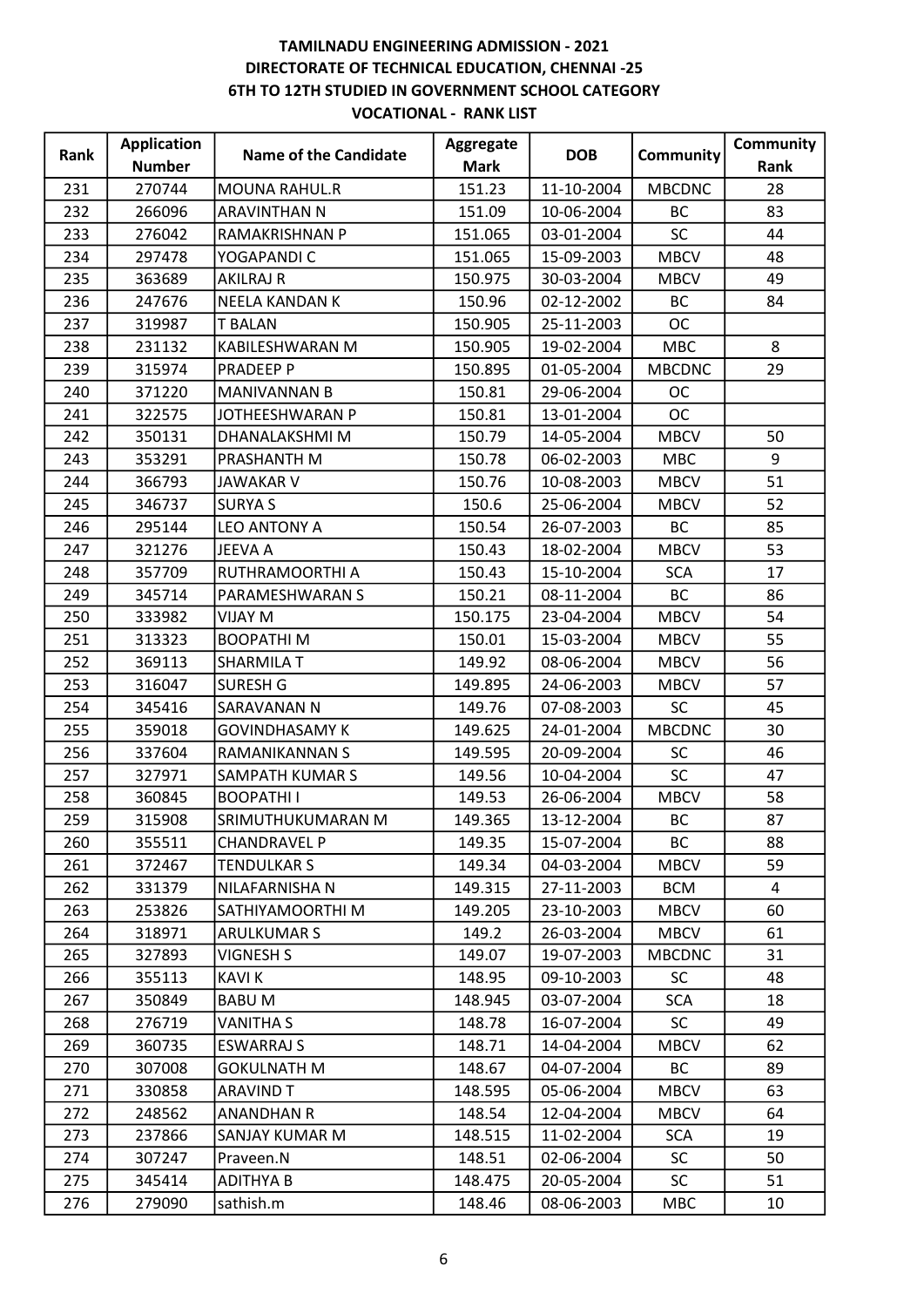**TAMILNADU ENGINEERING ADMISSION - 2021**
**DIRECTORATE OF TECHNICAL EDUCATION, CHENNAI -25**
**6TH TO 12TH STUDIED IN GOVERNMENT SCHOOL CATEGORY**
**VOCATIONAL - RANK LIST**

| Rank | Application Number | Name of the Candidate | Aggregate Mark | DOB | Community | Community Rank |
|---|---|---|---|---|---|---|
| 231 | 270744 | MOUNA RAHUL.R | 151.23 | 11-10-2004 | MBCDNC | 28 |
| 232 | 266096 | ARAVINTHAN N | 151.09 | 10-06-2004 | BC | 83 |
| 233 | 276042 | RAMAKRISHNAN P | 151.065 | 03-01-2004 | SC | 44 |
| 234 | 297478 | YOGAPANDI C | 151.065 | 15-09-2003 | MBCV | 48 |
| 235 | 363689 | AKILRAJ R | 150.975 | 30-03-2004 | MBCV | 49 |
| 236 | 247676 | NEELA KANDAN K | 150.96 | 02-12-2002 | BC | 84 |
| 237 | 319987 | T BALAN | 150.905 | 25-11-2003 | OC | |
| 238 | 231132 | KABILESHWARAN M | 150.905 | 19-02-2004 | MBC | 8 |
| 239 | 315974 | PRADEEP P | 150.895 | 01-05-2004 | MBCDNC | 29 |
| 240 | 371220 | MANIVANNAN B | 150.81 | 29-06-2004 | OC | |
| 241 | 322575 | JOTHEESHWARAN P | 150.81 | 13-01-2004 | OC | |
| 242 | 350131 | DHANALAKSHMI M | 150.79 | 14-05-2004 | MBCV | 50 |
| 243 | 353291 | PRASHANTH M | 150.78 | 06-02-2003 | MBC | 9 |
| 244 | 366793 | JAWAKAR V | 150.76 | 10-08-2003 | MBCV | 51 |
| 245 | 346737 | SURYA S | 150.6 | 25-06-2004 | MBCV | 52 |
| 246 | 295144 | LEO ANTONY A | 150.54 | 26-07-2003 | BC | 85 |
| 247 | 321276 | JEEVA A | 150.43 | 18-02-2004 | MBCV | 53 |
| 248 | 357709 | RUTHRAMOORTHI A | 150.43 | 15-10-2004 | SCA | 17 |
| 249 | 345714 | PARAMESHWARAN S | 150.21 | 08-11-2004 | BC | 86 |
| 250 | 333982 | VIJAY M | 150.175 | 23-04-2004 | MBCV | 54 |
| 251 | 313323 | BOOPATHI M | 150.01 | 15-03-2004 | MBCV | 55 |
| 252 | 369113 | SHARMILA T | 149.92 | 08-06-2004 | MBCV | 56 |
| 253 | 316047 | SURESH G | 149.895 | 24-06-2003 | MBCV | 57 |
| 254 | 345416 | SARAVANAN N | 149.76 | 07-08-2003 | SC | 45 |
| 255 | 359018 | GOVINDHASAMY K | 149.625 | 24-01-2004 | MBCDNC | 30 |
| 256 | 337604 | RAMANIKANNAN S | 149.595 | 20-09-2004 | SC | 46 |
| 257 | 327971 | SAMPATH KUMAR S | 149.56 | 10-04-2004 | SC | 47 |
| 258 | 360845 | BOOPATHI I | 149.53 | 26-06-2004 | MBCV | 58 |
| 259 | 315908 | SRIMUTHUKUMARAN M | 149.365 | 13-12-2004 | BC | 87 |
| 260 | 355511 | CHANDRAVEL P | 149.35 | 15-07-2004 | BC | 88 |
| 261 | 372467 | TENDULKAR S | 149.34 | 04-03-2004 | MBCV | 59 |
| 262 | 331379 | NILAFARNISHA N | 149.315 | 27-11-2003 | BCM | 4 |
| 263 | 253826 | SATHIYAMOORTHI M | 149.205 | 23-10-2003 | MBCV | 60 |
| 264 | 318971 | ARULKUMAR S | 149.2 | 26-03-2004 | MBCV | 61 |
| 265 | 327893 | VIGNESH S | 149.07 | 19-07-2003 | MBCDNC | 31 |
| 266 | 355113 | KAVI K | 148.95 | 09-10-2003 | SC | 48 |
| 267 | 350849 | BABU M | 148.945 | 03-07-2004 | SCA | 18 |
| 268 | 276719 | VANITHA S | 148.78 | 16-07-2004 | SC | 49 |
| 269 | 360735 | ESWARRAJ S | 148.71 | 14-04-2004 | MBCV | 62 |
| 270 | 307008 | GOKULNATH M | 148.67 | 04-07-2004 | BC | 89 |
| 271 | 330858 | ARAVIND T | 148.595 | 05-06-2004 | MBCV | 63 |
| 272 | 248562 | ANANDHAN R | 148.54 | 12-04-2004 | MBCV | 64 |
| 273 | 237866 | SANJAY KUMAR M | 148.515 | 11-02-2004 | SCA | 19 |
| 274 | 307247 | Praveen.N | 148.51 | 02-06-2004 | SC | 50 |
| 275 | 345414 | ADITHYA B | 148.475 | 20-05-2004 | SC | 51 |
| 276 | 279090 | sathish.m | 148.46 | 08-06-2003 | MBC | 10 |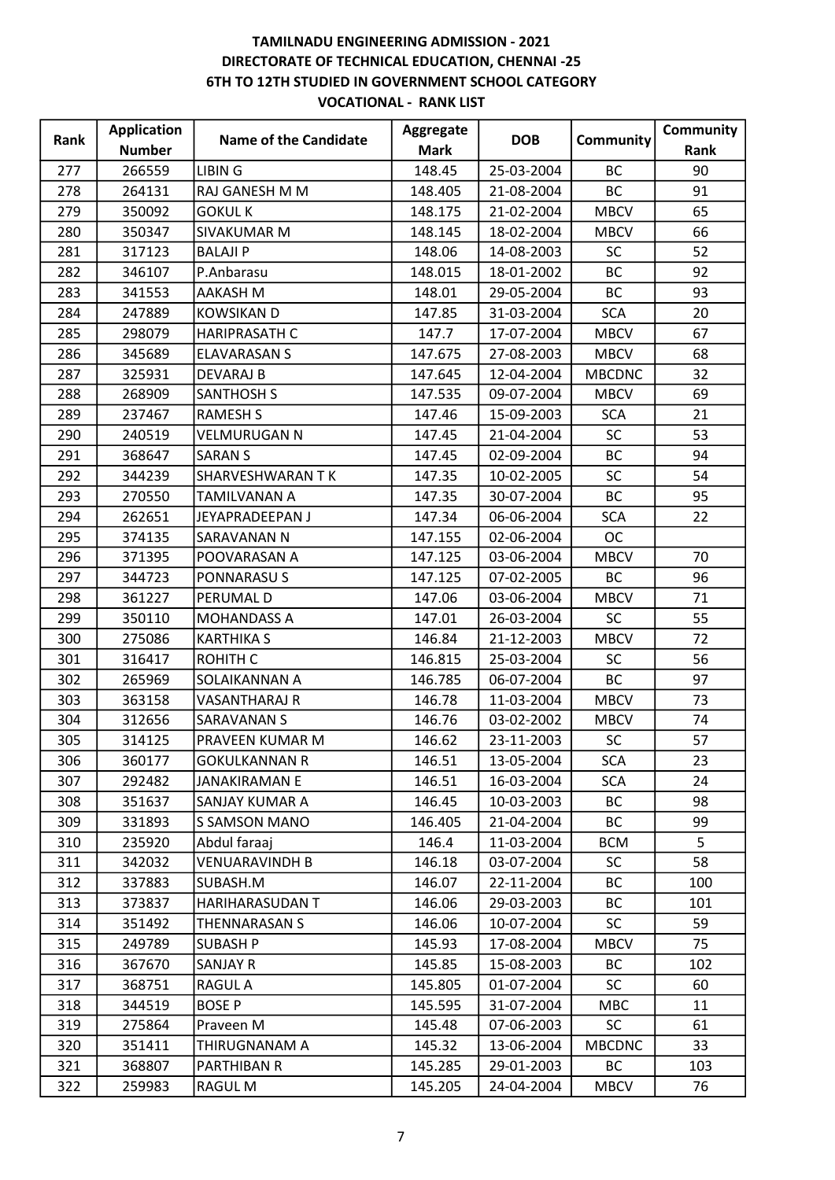# TAMILNADU ENGINEERING ADMISSION - 2021
## DIRECTORATE OF TECHNICAL EDUCATION, CHENNAI -25
## 6TH TO 12TH STUDIED IN GOVERNMENT SCHOOL CATEGORY
## VOCATIONAL - RANK LIST

| Rank | Application Number | Name of the Candidate | Aggregate Mark | DOB | Community | Community Rank |
|---|---|---|---|---|---|---|
| 277 | 266559 | LIBIN G | 148.45 | 25-03-2004 | BC | 90 |
| 278 | 264131 | RAJ GANESH M M | 148.405 | 21-08-2004 | BC | 91 |
| 279 | 350092 | GOKUL K | 148.175 | 21-02-2004 | MBCV | 65 |
| 280 | 350347 | SIVAKUMAR M | 148.145 | 18-02-2004 | MBCV | 66 |
| 281 | 317123 | BALAJI P | 148.06 | 14-08-2003 | SC | 52 |
| 282 | 346107 | P.Anbarasu | 148.015 | 18-01-2002 | BC | 92 |
| 283 | 341553 | AAKASH M | 148.01 | 29-05-2004 | BC | 93 |
| 284 | 247889 | KOWSIKAN D | 147.85 | 31-03-2004 | SCA | 20 |
| 285 | 298079 | HARIPRASATH C | 147.7 | 17-07-2004 | MBCV | 67 |
| 286 | 345689 | ELAVARASAN S | 147.675 | 27-08-2003 | MBCV | 68 |
| 287 | 325931 | DEVARAJ B | 147.645 | 12-04-2004 | MBCDNC | 32 |
| 288 | 268909 | SANTHOSH S | 147.535 | 09-07-2004 | MBCV | 69 |
| 289 | 237467 | RAMESH S | 147.46 | 15-09-2003 | SCA | 21 |
| 290 | 240519 | VELMURUGAN N | 147.45 | 21-04-2004 | SC | 53 |
| 291 | 368647 | SARAN S | 147.45 | 02-09-2004 | BC | 94 |
| 292 | 344239 | SHARVESHWARAN T K | 147.35 | 10-02-2005 | SC | 54 |
| 293 | 270550 | TAMILVANAN A | 147.35 | 30-07-2004 | BC | 95 |
| 294 | 262651 | JEYAPRADEEPAN J | 147.34 | 06-06-2004 | SCA | 22 |
| 295 | 374135 | SARAVANAN N | 147.155 | 02-06-2004 | OC | |
| 296 | 371395 | POOVARASAN A | 147.125 | 03-06-2004 | MBCV | 70 |
| 297 | 344723 | PONNARASU S | 147.125 | 07-02-2005 | BC | 96 |
| 298 | 361227 | PERUMAL D | 147.06 | 03-06-2004 | MBCV | 71 |
| 299 | 350110 | MOHANDASS A | 147.01 | 26-03-2004 | SC | 55 |
| 300 | 275086 | KARTHIKA S | 146.84 | 21-12-2003 | MBCV | 72 |
| 301 | 316417 | ROHITH C | 146.815 | 25-03-2004 | SC | 56 |
| 302 | 265969 | SOLAIKANNAN A | 146.785 | 06-07-2004 | BC | 97 |
| 303 | 363158 | VASANTHARAJ R | 146.78 | 11-03-2004 | MBCV | 73 |
| 304 | 312656 | SARAVANAN S | 146.76 | 03-02-2002 | MBCV | 74 |
| 305 | 314125 | PRAVEEN KUMAR M | 146.62 | 23-11-2003 | SC | 57 |
| 306 | 360177 | GOKULKANNAN R | 146.51 | 13-05-2004 | SCA | 23 |
| 307 | 292482 | JANAKIRAMAN E | 146.51 | 16-03-2004 | SCA | 24 |
| 308 | 351637 | SANJAY KUMAR A | 146.45 | 10-03-2003 | BC | 98 |
| 309 | 331893 | S SAMSON MANO | 146.405 | 21-04-2004 | BC | 99 |
| 310 | 235920 | Abdul faraaj | 146.4 | 11-03-2004 | BCM | 5 |
| 311 | 342032 | VENUARAVINDH B | 146.18 | 03-07-2004 | SC | 58 |
| 312 | 337883 | SUBASH.M | 146.07 | 22-11-2004 | BC | 100 |
| 313 | 373837 | HARIHARASUDAN T | 146.06 | 29-03-2003 | BC | 101 |
| 314 | 351492 | THENNARASAN S | 146.06 | 10-07-2004 | SC | 59 |
| 315 | 249789 | SUBASH P | 145.93 | 17-08-2004 | MBCV | 75 |
| 316 | 367670 | SANJAY R | 145.85 | 15-08-2003 | BC | 102 |
| 317 | 368751 | RAGUL A | 145.805 | 01-07-2004 | SC | 60 |
| 318 | 344519 | BOSE P | 145.595 | 31-07-2004 | MBC | 11 |
| 319 | 275864 | Praveen M | 145.48 | 07-06-2003 | SC | 61 |
| 320 | 351411 | THIRUGNANAM A | 145.32 | 13-06-2004 | MBCDNC | 33 |
| 321 | 368807 | PARTHIBAN R | 145.285 | 29-01-2003 | BC | 103 |
| 322 | 259983 | RAGUL M | 145.205 | 24-04-2004 | MBCV | 76 |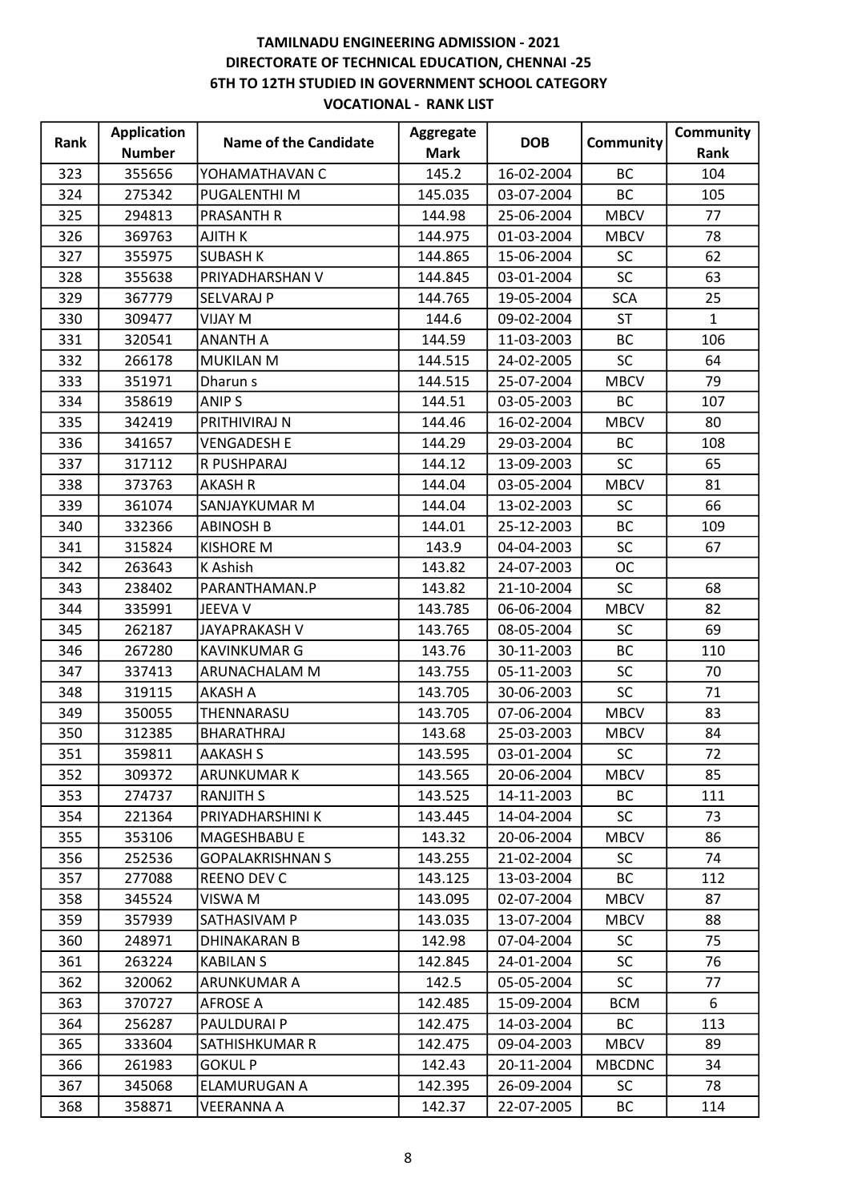# TAMILNADU ENGINEERING ADMISSION - 2021
## DIRECTORATE OF TECHNICAL EDUCATION, CHENNAI -25
## 6TH TO 12TH STUDIED IN GOVERNMENT SCHOOL CATEGORY
## VOCATIONAL - RANK LIST

| Rank | Application Number | Name of the Candidate | Aggregate Mark | DOB | Community | Community Rank |
|---|---|---|---|---|---|---|
| 323 | 355656 | YOHAMATHAVAN C | 145.2 | 16-02-2004 | BC | 104 |
| 324 | 275342 | PUGALENTHI M | 145.035 | 03-07-2004 | BC | 105 |
| 325 | 294813 | PRASANTH R | 144.98 | 25-06-2004 | MBCV | 77 |
| 326 | 369763 | AJITH K | 144.975 | 01-03-2004 | MBCV | 78 |
| 327 | 355975 | SUBASH K | 144.865 | 15-06-2004 | SC | 62 |
| 328 | 355638 | PRIYADHARSHAN V | 144.845 | 03-01-2004 | SC | 63 |
| 329 | 367779 | SELVARAJ P | 144.765 | 19-05-2004 | SCA | 25 |
| 330 | 309477 | VIJAY M | 144.6 | 09-02-2004 | ST | 1 |
| 331 | 320541 | ANANTH A | 144.59 | 11-03-2003 | BC | 106 |
| 332 | 266178 | MUKILAN M | 144.515 | 24-02-2005 | SC | 64 |
| 333 | 351971 | Dharun s | 144.515 | 25-07-2004 | MBCV | 79 |
| 334 | 358619 | ANIP S | 144.51 | 03-05-2003 | BC | 107 |
| 335 | 342419 | PRITHIVIRAJ N | 144.46 | 16-02-2004 | MBCV | 80 |
| 336 | 341657 | VENGADESH E | 144.29 | 29-03-2004 | BC | 108 |
| 337 | 317112 | R PUSHPARAJ | 144.12 | 13-09-2003 | SC | 65 |
| 338 | 373763 | AKASH R | 144.04 | 03-05-2004 | MBCV | 81 |
| 339 | 361074 | SANJAYKUMAR M | 144.04 | 13-02-2003 | SC | 66 |
| 340 | 332366 | ABINOSH B | 144.01 | 25-12-2003 | BC | 109 |
| 341 | 315824 | KISHORE M | 143.9 | 04-04-2003 | SC | 67 |
| 342 | 263643 | K Ashish | 143.82 | 24-07-2003 | OC | |
| 343 | 238402 | PARANTHAMAN.P | 143.82 | 21-10-2004 | SC | 68 |
| 344 | 335991 | JEEVA V | 143.785 | 06-06-2004 | MBCV | 82 |
| 345 | 262187 | JAYAPRAKASH V | 143.765 | 08-05-2004 | SC | 69 |
| 346 | 267280 | KAVINKUMAR G | 143.76 | 30-11-2003 | BC | 110 |
| 347 | 337413 | ARUNACHALAM M | 143.755 | 05-11-2003 | SC | 70 |
| 348 | 319115 | AKASH A | 143.705 | 30-06-2003 | SC | 71 |
| 349 | 350055 | THENNARASU | 143.705 | 07-06-2004 | MBCV | 83 |
| 350 | 312385 | BHARATHRAJ | 143.68 | 25-03-2003 | MBCV | 84 |
| 351 | 359811 | AAKASH S | 143.595 | 03-01-2004 | SC | 72 |
| 352 | 309372 | ARUNKUMAR K | 143.565 | 20-06-2004 | MBCV | 85 |
| 353 | 274737 | RANJITH S | 143.525 | 14-11-2003 | BC | 111 |
| 354 | 221364 | PRIYADHARSHINI K | 143.445 | 14-04-2004 | SC | 73 |
| 355 | 353106 | MAGESHBABU E | 143.32 | 20-06-2004 | MBCV | 86 |
| 356 | 252536 | GOPALAKRISHNAN S | 143.255 | 21-02-2004 | SC | 74 |
| 357 | 277088 | REENO DEV C | 143.125 | 13-03-2004 | BC | 112 |
| 358 | 345524 | VISWA M | 143.095 | 02-07-2004 | MBCV | 87 |
| 359 | 357939 | SATHASIVAM P | 143.035 | 13-07-2004 | MBCV | 88 |
| 360 | 248971 | DHINAKARAN B | 142.98 | 07-04-2004 | SC | 75 |
| 361 | 263224 | KABILAN S | 142.845 | 24-01-2004 | SC | 76 |
| 362 | 320062 | ARUNKUMAR A | 142.5 | 05-05-2004 | SC | 77 |
| 363 | 370727 | AFROSE A | 142.485 | 15-09-2004 | BCM | 6 |
| 364 | 256287 | PAULDURAI P | 142.475 | 14-03-2004 | BC | 113 |
| 365 | 333604 | SATHISHKUMAR R | 142.475 | 09-04-2003 | MBCV | 89 |
| 366 | 261983 | GOKUL P | 142.43 | 20-11-2004 | MBCDNC | 34 |
| 367 | 345068 | ELAMURUGAN A | 142.395 | 26-09-2004 | SC | 78 |
| 368 | 358871 | VEERANNA A | 142.37 | 22-07-2005 | BC | 114 |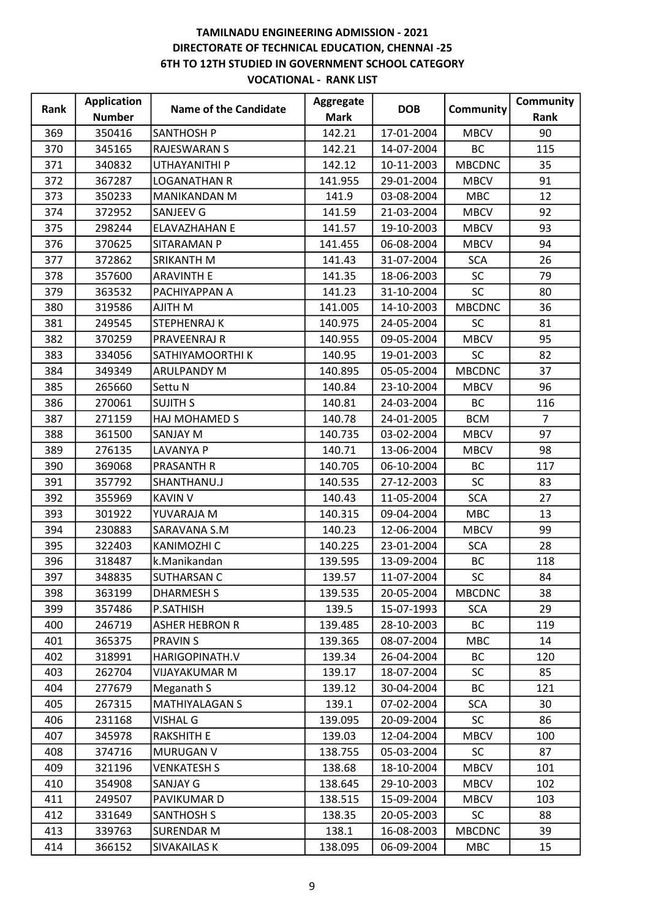**TAMILNADU ENGINEERING ADMISSION - 2021**
**DIRECTORATE OF TECHNICAL EDUCATION, CHENNAI -25**
**6TH TO 12TH STUDIED IN GOVERNMENT SCHOOL CATEGORY**
**VOCATIONAL - RANK LIST**

| Rank | Application Number | Name of the Candidate | Aggregate Mark | DOB | Community | Community Rank |
|---|---|---|---|---|---|---|
| 369 | 350416 | SANTHOSH P | 142.21 | 17-01-2004 | MBCV | 90 |
| 370 | 345165 | RAJESWARAN S | 142.21 | 14-07-2004 | BC | 115 |
| 371 | 340832 | UTHAYANITHI P | 142.12 | 10-11-2003 | MBCDNC | 35 |
| 372 | 367287 | LOGANATHAN R | 141.955 | 29-01-2004 | MBCV | 91 |
| 373 | 350233 | MANIKANDAN M | 141.9 | 03-08-2004 | MBC | 12 |
| 374 | 372952 | SANJEEV G | 141.59 | 21-03-2004 | MBCV | 92 |
| 375 | 298244 | ELAVAZHAHAN E | 141.57 | 19-10-2003 | MBCV | 93 |
| 376 | 370625 | SITARAMAN P | 141.455 | 06-08-2004 | MBCV | 94 |
| 377 | 372862 | SRIKANTH M | 141.43 | 31-07-2004 | SCA | 26 |
| 378 | 357600 | ARAVINTH E | 141.35 | 18-06-2003 | SC | 79 |
| 379 | 363532 | PACHIYAPPAN A | 141.23 | 31-10-2004 | SC | 80 |
| 380 | 319586 | AJITH M | 141.005 | 14-10-2003 | MBCDNC | 36 |
| 381 | 249545 | STEPHENRAJ K | 140.975 | 24-05-2004 | SC | 81 |
| 382 | 370259 | PRAVEENRAJ R | 140.955 | 09-05-2004 | MBCV | 95 |
| 383 | 334056 | SATHIYAMOORTHI K | 140.95 | 19-01-2003 | SC | 82 |
| 384 | 349349 | ARULPANDY M | 140.895 | 05-05-2004 | MBCDNC | 37 |
| 385 | 265660 | Settu N | 140.84 | 23-10-2004 | MBCV | 96 |
| 386 | 270061 | SUJITH S | 140.81 | 24-03-2004 | BC | 116 |
| 387 | 271159 | HAJ MOHAMED S | 140.78 | 24-01-2005 | BCM | 7 |
| 388 | 361500 | SANJAY M | 140.735 | 03-02-2004 | MBCV | 97 |
| 389 | 276135 | LAVANYA P | 140.71 | 13-06-2004 | MBCV | 98 |
| 390 | 369068 | PRASANTH R | 140.705 | 06-10-2004 | BC | 117 |
| 391 | 357792 | SHANTHANU.J | 140.535 | 27-12-2003 | SC | 83 |
| 392 | 355969 | KAVIN V | 140.43 | 11-05-2004 | SCA | 27 |
| 393 | 301922 | YUVARAJA M | 140.315 | 09-04-2004 | MBC | 13 |
| 394 | 230883 | SARAVANA S.M | 140.23 | 12-06-2004 | MBCV | 99 |
| 395 | 322403 | KANIMOZHI C | 140.225 | 23-01-2004 | SCA | 28 |
| 396 | 318487 | k.Manikandan | 139.595 | 13-09-2004 | BC | 118 |
| 397 | 348835 | SUTHARSAN C | 139.57 | 11-07-2004 | SC | 84 |
| 398 | 363199 | DHARMESH S | 139.535 | 20-05-2004 | MBCDNC | 38 |
| 399 | 357486 | P.SATHISH | 139.5 | 15-07-1993 | SCA | 29 |
| 400 | 246719 | ASHER HEBRON R | 139.485 | 28-10-2003 | BC | 119 |
| 401 | 365375 | PRAVIN S | 139.365 | 08-07-2004 | MBC | 14 |
| 402 | 318991 | HARIGOPINATH.V | 139.34 | 26-04-2004 | BC | 120 |
| 403 | 262704 | VIJAYAKUMAR M | 139.17 | 18-07-2004 | SC | 85 |
| 404 | 277679 | Meganath S | 139.12 | 30-04-2004 | BC | 121 |
| 405 | 267315 | MATHIYALAGAN S | 139.1 | 07-02-2004 | SCA | 30 |
| 406 | 231168 | VISHAL G | 139.095 | 20-09-2004 | SC | 86 |
| 407 | 345978 | RAKSHITH E | 139.03 | 12-04-2004 | MBCV | 100 |
| 408 | 374716 | MURUGAN V | 138.755 | 05-03-2004 | SC | 87 |
| 409 | 321196 | VENKATESH S | 138.68 | 18-10-2004 | MBCV | 101 |
| 410 | 354908 | SANJAY G | 138.645 | 29-10-2003 | MBCV | 102 |
| 411 | 249507 | PAVIKUMAR D | 138.515 | 15-09-2004 | MBCV | 103 |
| 412 | 331649 | SANTHOSH S | 138.35 | 20-05-2003 | SC | 88 |
| 413 | 339763 | SURENDAR M | 138.1 | 16-08-2003 | MBCDNC | 39 |
| 414 | 366152 | SIVAKAILAS K | 138.095 | 06-09-2004 | MBC | 15 |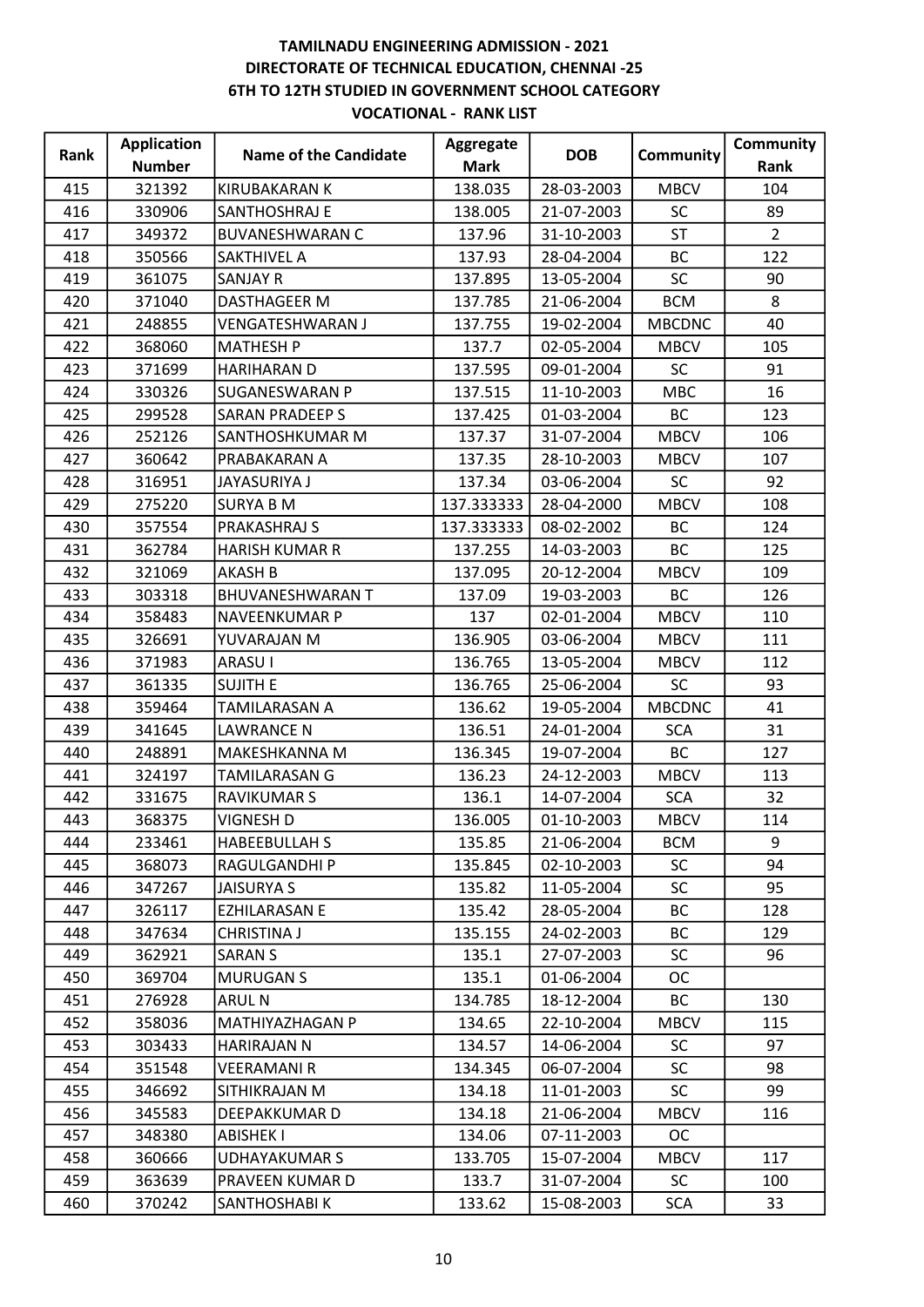# TAMILNADU ENGINEERING ADMISSION - 2021
## DIRECTORATE OF TECHNICAL EDUCATION, CHENNAI -25
## 6TH TO 12TH STUDIED IN GOVERNMENT SCHOOL CATEGORY
## VOCATIONAL - RANK LIST

| Rank | Application Number | Name of the Candidate | Aggregate Mark | DOB | Community | Community Rank |
|---|---|---|---|---|---|---|
| 415 | 321392 | KIRUBAKARAN K | 138.035 | 28-03-2003 | MBCV | 104 |
| 416 | 330906 | SANTHOSHRAJ E | 138.005 | 21-07-2003 | SC | 89 |
| 417 | 349372 | BUVANESHWARAN C | 137.96 | 31-10-2003 | ST | 2 |
| 418 | 350566 | SAKTHIVEL A | 137.93 | 28-04-2004 | BC | 122 |
| 419 | 361075 | SANJAY R | 137.895 | 13-05-2004 | SC | 90 |
| 420 | 371040 | DASTHAGEER M | 137.785 | 21-06-2004 | BCM | 8 |
| 421 | 248855 | VENGATESHWARAN J | 137.755 | 19-02-2004 | MBCDNC | 40 |
| 422 | 368060 | MATHESH P | 137.7 | 02-05-2004 | MBCV | 105 |
| 423 | 371699 | HARIHARAN D | 137.595 | 09-01-2004 | SC | 91 |
| 424 | 330326 | SUGANESWARAN P | 137.515 | 11-10-2003 | MBC | 16 |
| 425 | 299528 | SARAN PRADEEP S | 137.425 | 01-03-2004 | BC | 123 |
| 426 | 252126 | SANTHOSHKUMAR M | 137.37 | 31-07-2004 | MBCV | 106 |
| 427 | 360642 | PRABAKARAN A | 137.35 | 28-10-2003 | MBCV | 107 |
| 428 | 316951 | JAYASURIYA J | 137.34 | 03-06-2004 | SC | 92 |
| 429 | 275220 | SURYA B M | 137.333333 | 28-04-2000 | MBCV | 108 |
| 430 | 357554 | PRAKASHRAJ S | 137.333333 | 08-02-2002 | BC | 124 |
| 431 | 362784 | HARISH KUMAR R | 137.255 | 14-03-2003 | BC | 125 |
| 432 | 321069 | AKASH B | 137.095 | 20-12-2004 | MBCV | 109 |
| 433 | 303318 | BHUVANESHWARAN T | 137.09 | 19-03-2003 | BC | 126 |
| 434 | 358483 | NAVEENKUMAR P | 137 | 02-01-2004 | MBCV | 110 |
| 435 | 326691 | YUVARAJAN M | 136.905 | 03-06-2004 | MBCV | 111 |
| 436 | 371983 | ARASU I | 136.765 | 13-05-2004 | MBCV | 112 |
| 437 | 361335 | SUJITH E | 136.765 | 25-06-2004 | SC | 93 |
| 438 | 359464 | TAMILARASAN A | 136.62 | 19-05-2004 | MBCDNC | 41 |
| 439 | 341645 | LAWRANCE N | 136.51 | 24-01-2004 | SCA | 31 |
| 440 | 248891 | MAKESHKANNA M | 136.345 | 19-07-2004 | BC | 127 |
| 441 | 324197 | TAMILARASAN G | 136.23 | 24-12-2003 | MBCV | 113 |
| 442 | 331675 | RAVIKUMAR S | 136.1 | 14-07-2004 | SCA | 32 |
| 443 | 368375 | VIGNESH D | 136.005 | 01-10-2003 | MBCV | 114 |
| 444 | 233461 | HABEEBULLAH S | 135.85 | 21-06-2004 | BCM | 9 |
| 445 | 368073 | RAGULGANDHI P | 135.845 | 02-10-2003 | SC | 94 |
| 446 | 347267 | JAISURYA S | 135.82 | 11-05-2004 | SC | 95 |
| 447 | 326117 | EZHILARASAN E | 135.42 | 28-05-2004 | BC | 128 |
| 448 | 347634 | CHRISTINA J | 135.155 | 24-02-2003 | BC | 129 |
| 449 | 362921 | SARAN S | 135.1 | 27-07-2003 | SC | 96 |
| 450 | 369704 | MURUGAN S | 135.1 | 01-06-2004 | OC | |
| 451 | 276928 | ARUL N | 134.785 | 18-12-2004 | BC | 130 |
| 452 | 358036 | MATHIYAZHAGAN P | 134.65 | 22-10-2004 | MBCV | 115 |
| 453 | 303433 | HARIRAJAN N | 134.57 | 14-06-2004 | SC | 97 |
| 454 | 351548 | VEERAMANI R | 134.345 | 06-07-2004 | SC | 98 |
| 455 | 346692 | SITHIKRAJAN M | 134.18 | 11-01-2003 | SC | 99 |
| 456 | 345583 | DEEPAKKUMAR D | 134.18 | 21-06-2004 | MBCV | 116 |
| 457 | 348380 | ABISHEK I | 134.06 | 07-11-2003 | OC | |
| 458 | 360666 | UDHAYAKUMAR S | 133.705 | 15-07-2004 | MBCV | 117 |
| 459 | 363639 | PRAVEEN KUMAR D | 133.7 | 31-07-2004 | SC | 100 |
| 460 | 370242 | SANTHOSHABI K | 133.62 | 15-08-2003 | SCA | 33 |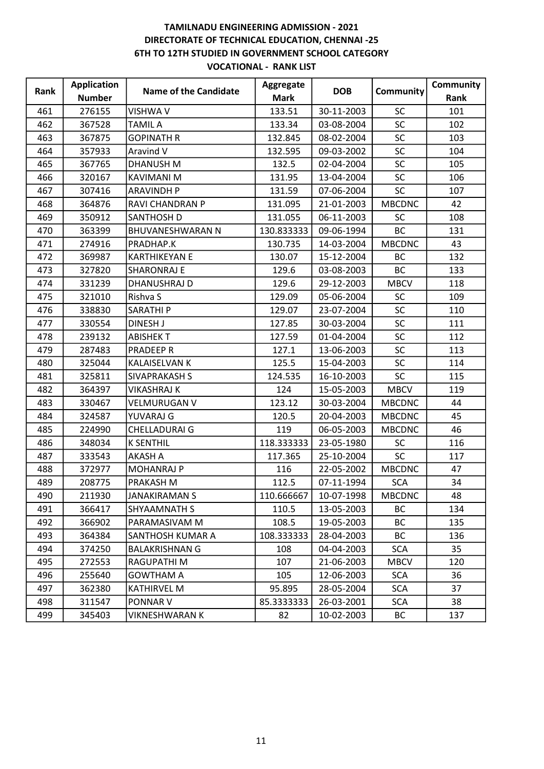**TAMILNADU ENGINEERING ADMISSION - 2021**
**DIRECTORATE OF TECHNICAL EDUCATION, CHENNAI -25**
**6TH TO 12TH STUDIED IN GOVERNMENT SCHOOL CATEGORY**
**VOCATIONAL - RANK LIST**

| Rank | Application Number | Name of the Candidate | Aggregate Mark | DOB | Community | Community Rank |
|---|---|---|---|---|---|---|
| 461 | 276155 | VISHWA V | 133.51 | 30-11-2003 | SC | 101 |
| 462 | 367528 | TAMIL A | 133.34 | 03-08-2004 | SC | 102 |
| 463 | 367875 | GOPINATH R | 132.845 | 08-02-2004 | SC | 103 |
| 464 | 357933 | Aravind V | 132.595 | 09-03-2002 | SC | 104 |
| 465 | 367765 | DHANUSH M | 132.5 | 02-04-2004 | SC | 105 |
| 466 | 320167 | KAVIMANI M | 131.95 | 13-04-2004 | SC | 106 |
| 467 | 307416 | ARAVINDH P | 131.59 | 07-06-2004 | SC | 107 |
| 468 | 364876 | RAVI CHANDRAN P | 131.095 | 21-01-2003 | MBCDNC | 42 |
| 469 | 350912 | SANTHOSH D | 131.055 | 06-11-2003 | SC | 108 |
| 470 | 363399 | BHUVANESHWARAN N | 130.833333 | 09-06-1994 | BC | 131 |
| 471 | 274916 | PRADHAP.K | 130.735 | 14-03-2004 | MBCDNC | 43 |
| 472 | 369987 | KARTHIKEYAN E | 130.07 | 15-12-2004 | BC | 132 |
| 473 | 327820 | SHARONRAJ E | 129.6 | 03-08-2003 | BC | 133 |
| 474 | 331239 | DHANUSHRAJ D | 129.6 | 29-12-2003 | MBCV | 118 |
| 475 | 321010 | Rishva S | 129.09 | 05-06-2004 | SC | 109 |
| 476 | 338830 | SARATHI P | 129.07 | 23-07-2004 | SC | 110 |
| 477 | 330554 | DINESH J | 127.85 | 30-03-2004 | SC | 111 |
| 478 | 239132 | ABISHEK T | 127.59 | 01-04-2004 | SC | 112 |
| 479 | 287483 | PRADEEP R | 127.1 | 13-06-2003 | SC | 113 |
| 480 | 325044 | KALAISELVAN K | 125.5 | 15-04-2003 | SC | 114 |
| 481 | 325811 | SIVAPRAKASH S | 124.535 | 16-10-2003 | SC | 115 |
| 482 | 364397 | VIKASHRAJ K | 124 | 15-05-2003 | MBCV | 119 |
| 483 | 330467 | VELMURUGAN V | 123.12 | 30-03-2004 | MBCDNC | 44 |
| 484 | 324587 | YUVARAJ G | 120.5 | 20-04-2003 | MBCDNC | 45 |
| 485 | 224990 | CHELLADURAI G | 119 | 06-05-2003 | MBCDNC | 46 |
| 486 | 348034 | K SENTHIL | 118.333333 | 23-05-1980 | SC | 116 |
| 487 | 333543 | AKASH A | 117.365 | 25-10-2004 | SC | 117 |
| 488 | 372977 | MOHANRAJ P | 116 | 22-05-2002 | MBCDNC | 47 |
| 489 | 208775 | PRAKASH M | 112.5 | 07-11-1994 | SCA | 34 |
| 490 | 211930 | JANAKIRAMAN S | 110.666667 | 10-07-1998 | MBCDNC | 48 |
| 491 | 366417 | SHYAAMNATH S | 110.5 | 13-05-2003 | BC | 134 |
| 492 | 366902 | PARAMASIVAM M | 108.5 | 19-05-2003 | BC | 135 |
| 493 | 364384 | SANTHOSH KUMAR A | 108.333333 | 28-04-2003 | BC | 136 |
| 494 | 374250 | BALAKRISHNAN G | 108 | 04-04-2003 | SCA | 35 |
| 495 | 272553 | RAGUPATHI M | 107 | 21-06-2003 | MBCV | 120 |
| 496 | 255640 | GOWTHAM A | 105 | 12-06-2003 | SCA | 36 |
| 497 | 362380 | KATHIRVEL M | 95.895 | 28-05-2004 | SCA | 37 |
| 498 | 311547 | PONNAR V | 85.3333333 | 26-03-2001 | SCA | 38 |
| 499 | 345403 | VIKNESHWARAN K | 82 | 10-02-2003 | BC | 137 |